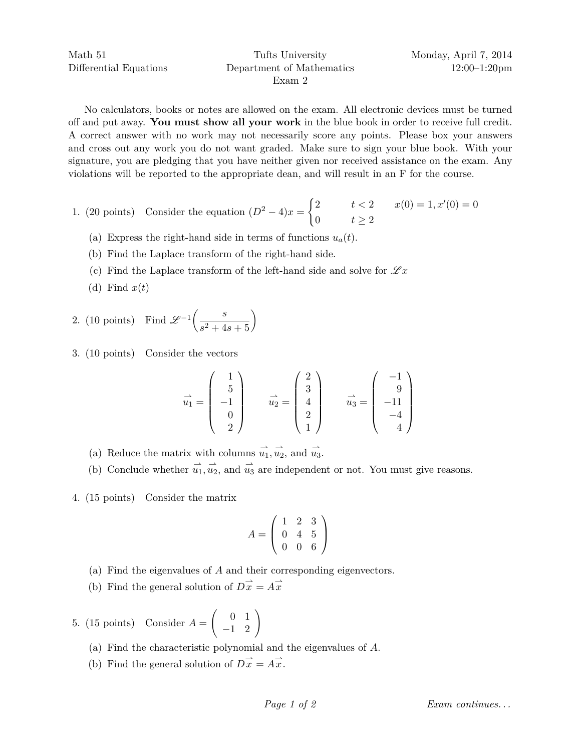Math 51 — Differential Equations

Tufts University — Department of Mathematics

Exam 2

Monday, April 7, 2014 — 12:00–1:20pm

No calculators, books or notes are allowed on the exam. All electronic devices must be turned off and put away. **You must show all your work** in the blue book in order to receive full credit. A correct answer with no work may not necessarily score any points. Please box your answers and cross out any work you do not want graded. Make sure to sign your blue book. With your signature, you are pledging that you have neither given nor received assistance on the exam. Any violations will be reported to the appropriate dean, and will result in an F for the course.

1. (20 points) Consider the equation $(D^2 - 4)x = \begin{cases} 2 & t < 2 \\ 0 & t \geq 2 \end{cases}$ $\quad x(0) = 1, x'(0) = 0$

   (a) Express the right-hand side in terms of functions $u_a(t)$.

   (b) Find the Laplace transform of the right-hand side.

   (c) Find the Laplace transform of the left-hand side and solve for $\mathscr{L}x$

   (d) Find $x(t)$

2. (10 points) Find $\mathscr{L}^{-1}\left(\dfrac{s}{s^2 + 4s + 5}\right)$

3. (10 points) Consider the vectors

$$\vec{u_1} = \begin{pmatrix} 1 \\ 5 \\ -1 \\ 0 \\ 2 \end{pmatrix} \qquad \vec{u_2} = \begin{pmatrix} 2 \\ 3 \\ 4 \\ 2 \\ 1 \end{pmatrix} \qquad \vec{u_3} = \begin{pmatrix} -1 \\ 9 \\ -11 \\ -4 \\ 4 \end{pmatrix}$$

   (a) Reduce the matrix with columns $\vec{u_1}, \vec{u_2}$, and $\vec{u_3}$.

   (b) Conclude whether $\vec{u_1}, \vec{u_2}$, and $\vec{u_3}$ are independent or not. You must give reasons.

4. (15 points) Consider the matrix

$$A = \begin{pmatrix} 1 & 2 & 3 \\ 0 & 4 & 5 \\ 0 & 0 & 6 \end{pmatrix}$$

   (a) Find the eigenvalues of $A$ and their corresponding eigenvectors.

   (b) Find the general solution of $D\vec{x} = A\vec{x}$

5. (15 points) Consider $A = \begin{pmatrix} 0 & 1 \\ -1 & 2 \end{pmatrix}$

   (a) Find the characteristic polynomial and the eigenvalues of $A$.

   (b) Find the general solution of $D\vec{x} = A\vec{x}$.

*Exam continues...*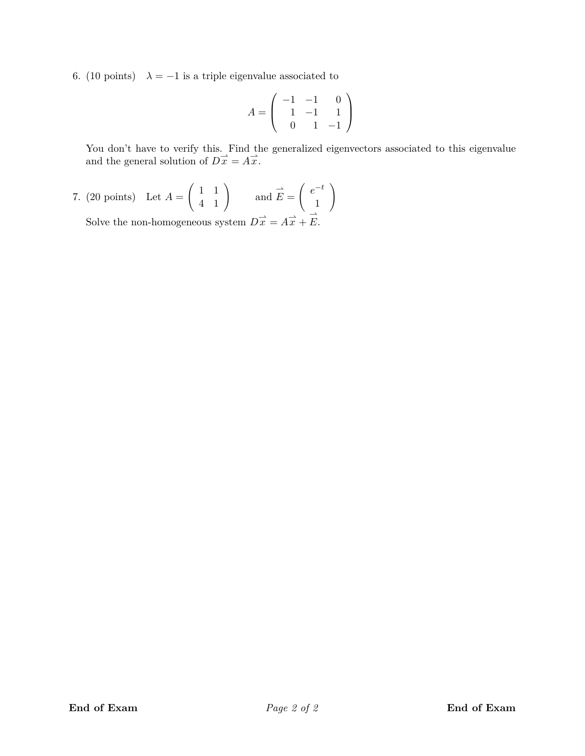6. (10 points) $\lambda = -1$ is a triple eigenvalue associated to

$$A = \begin{pmatrix} -1 & -1 & 0 \\ 1 & -1 & 1 \\ 0 & 1 & -1 \end{pmatrix}$$

You don't have to verify this. Find the generalized eigenvectors associated to this eigenvalue and the general solution of $D\vec{x} = A\vec{x}$.

7. (20 points) Let $A = \begin{pmatrix} 1 & 1 \\ 4 & 1 \end{pmatrix}$ and $\vec{E} = \begin{pmatrix} e^{-t} \\ 1 \end{pmatrix}$

Solve the non-homogeneous system $D\vec{x} = A\vec{x} + \vec{E}$.

**End of Exam** **End of Exam**